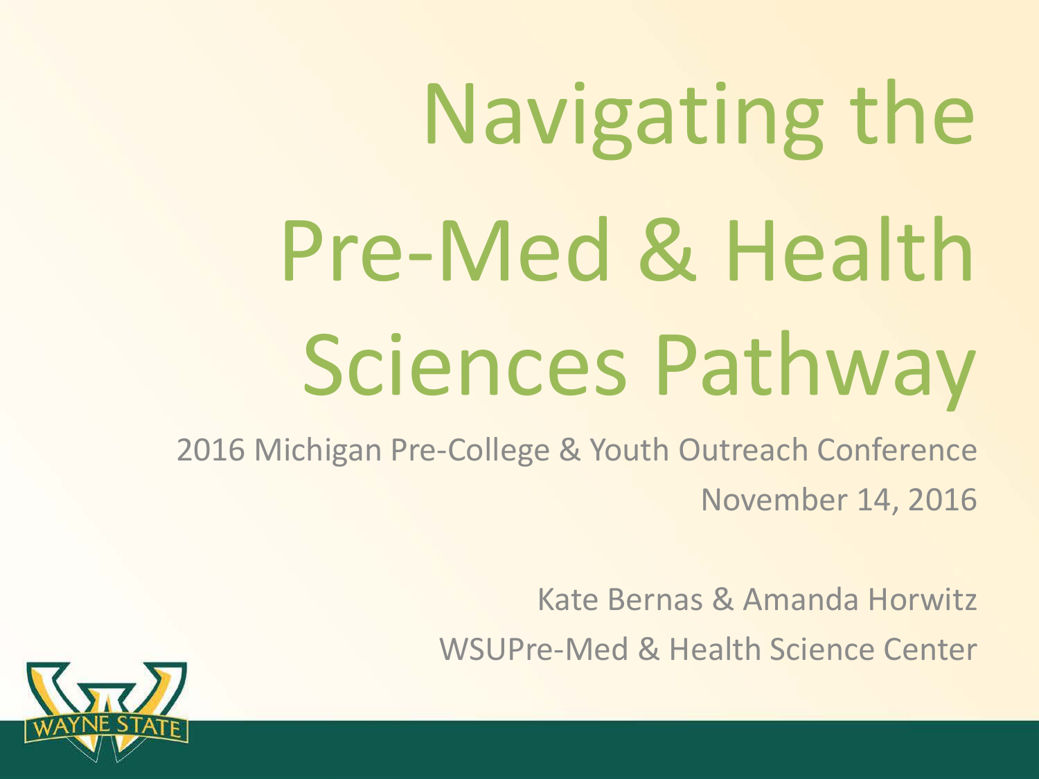# Navigating the Pre-Med & Health Sciences Pathway

2016 Michigan Pre-College & Youth Outreach Conference

November 14, 2016

Kate Bernas & Amanda Horwitz

WSUPre-Med & Health Science Center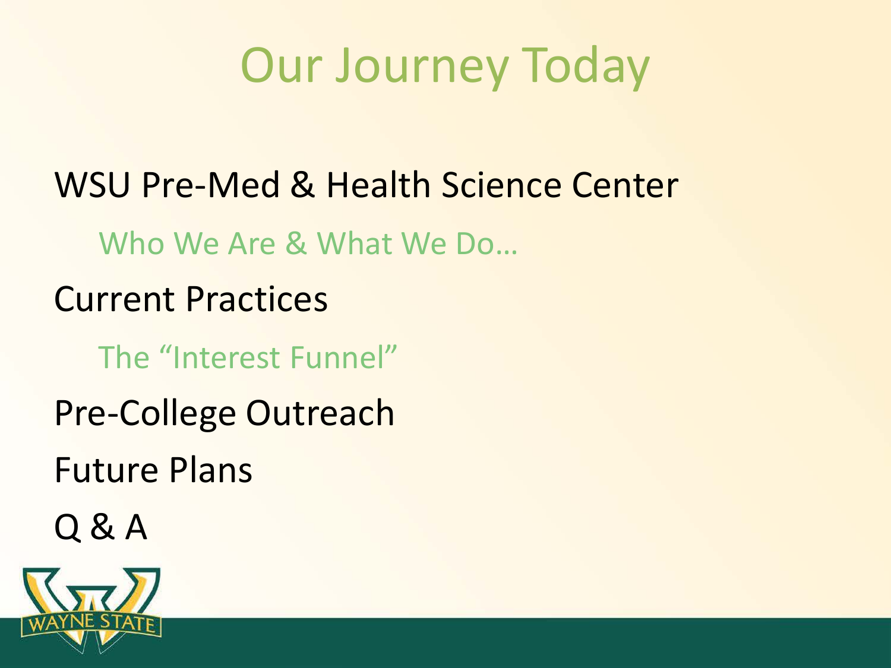# Our Journey Today

- WSU Pre-Med & Health Science Center
  - Who We Are & What We Do…
- Current Practices
  - The "Interest Funnel"
- Pre-College Outreach
- Future Plans
- Q & A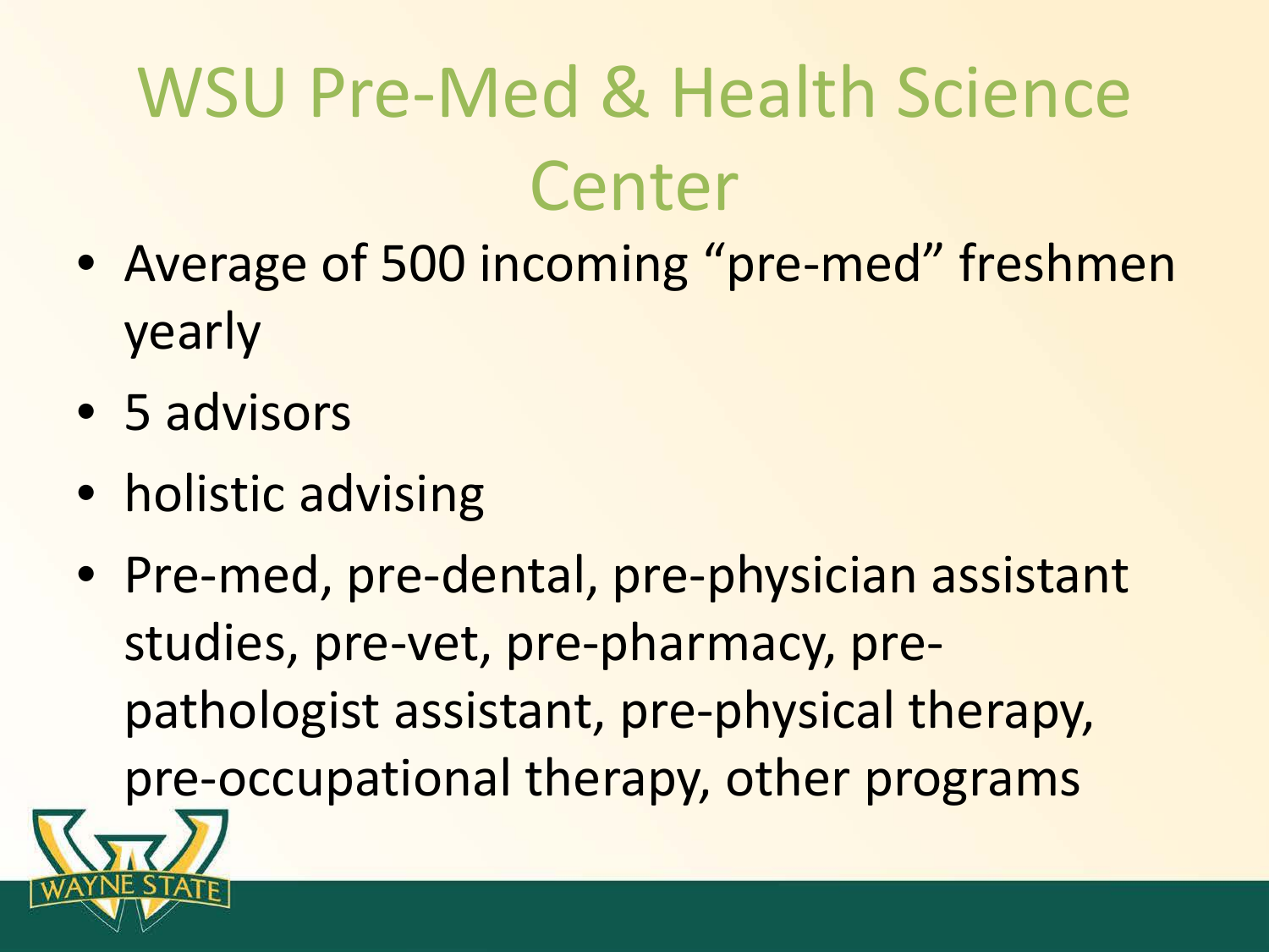# WSU Pre-Med & Health Science Center

- Average of 500 incoming "pre-med" freshmen yearly
- 5 advisors
- holistic advising
- Pre-med, pre-dental, pre-physician assistant studies, pre-vet, pre-pharmacy, pre-pathologist assistant, pre-physical therapy, pre-occupational therapy, other programs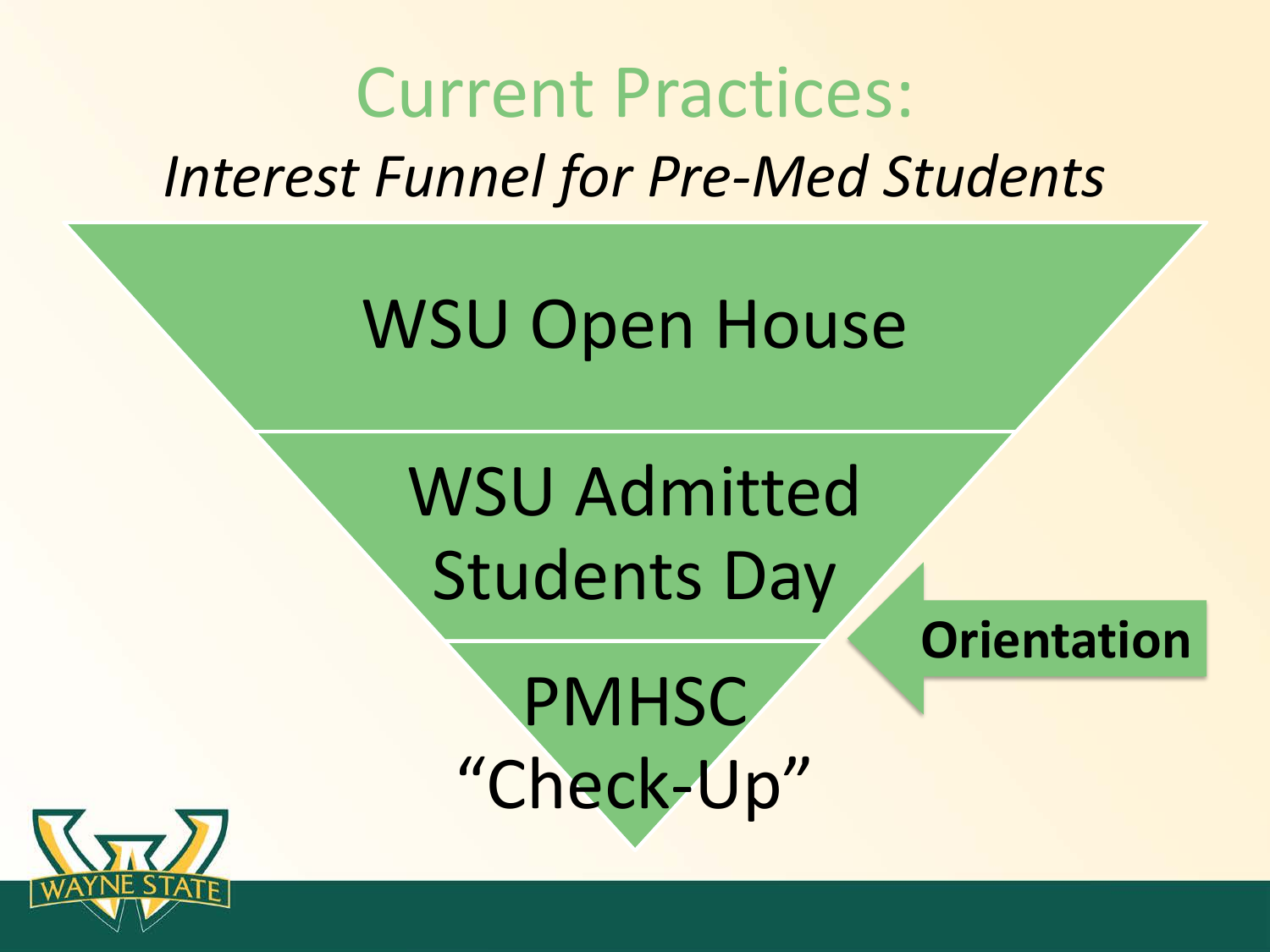# Current Practices:

*Interest Funnel for Pre-Med Students*

- WSU Open House
- WSU Admitted Students Day
- PMHSC "Check-Up"

**Orientation**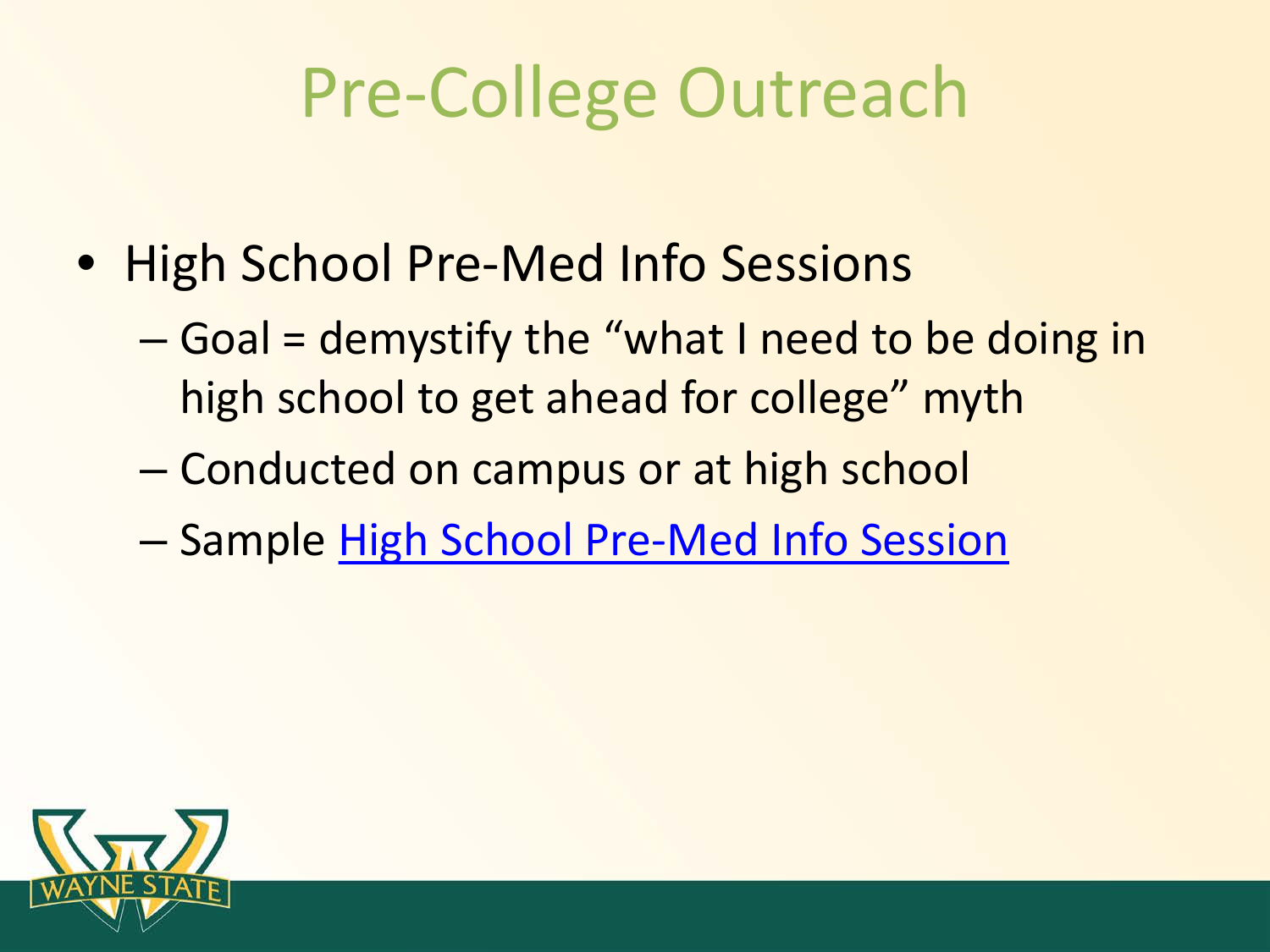# Pre-College Outreach

- High School Pre-Med Info Sessions
  - Goal = demystify the "what I need to be doing in high school to get ahead for college" myth
  - Conducted on campus or at high school
  - Sample High School Pre-Med Info Session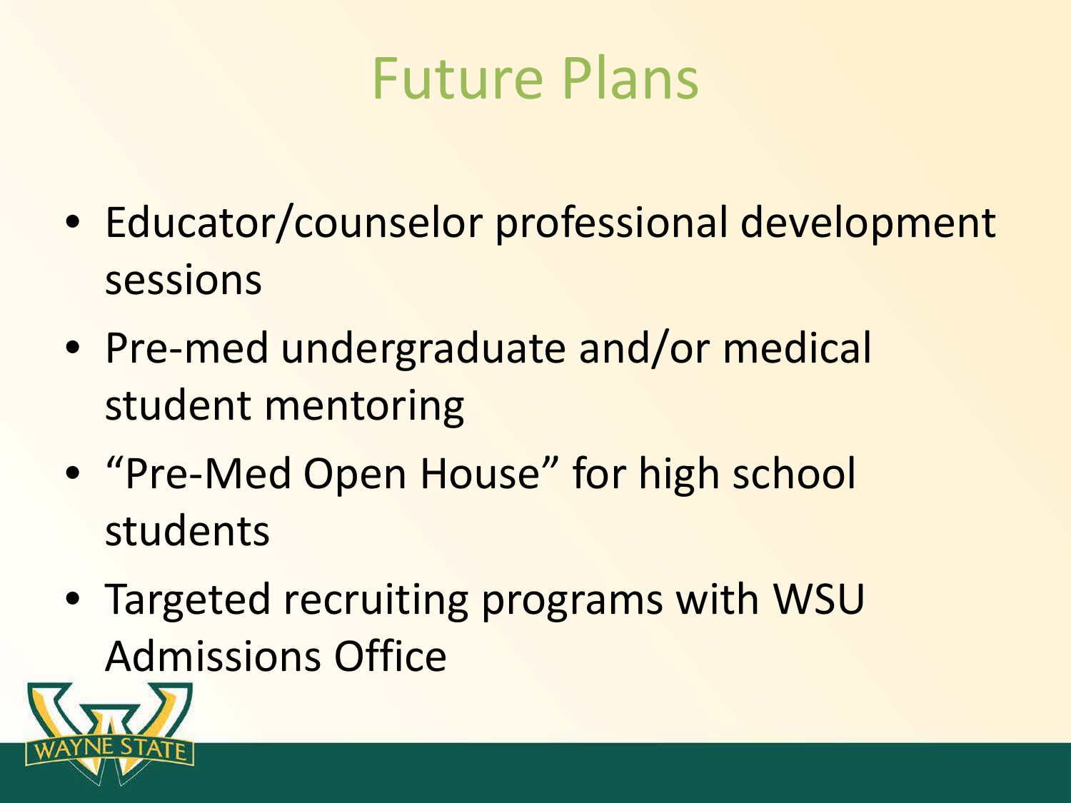# Future Plans

- Educator/counselor professional development sessions
- Pre-med undergraduate and/or medical student mentoring
- "Pre-Med Open House" for high school students
- Targeted recruiting programs with WSU Admissions Office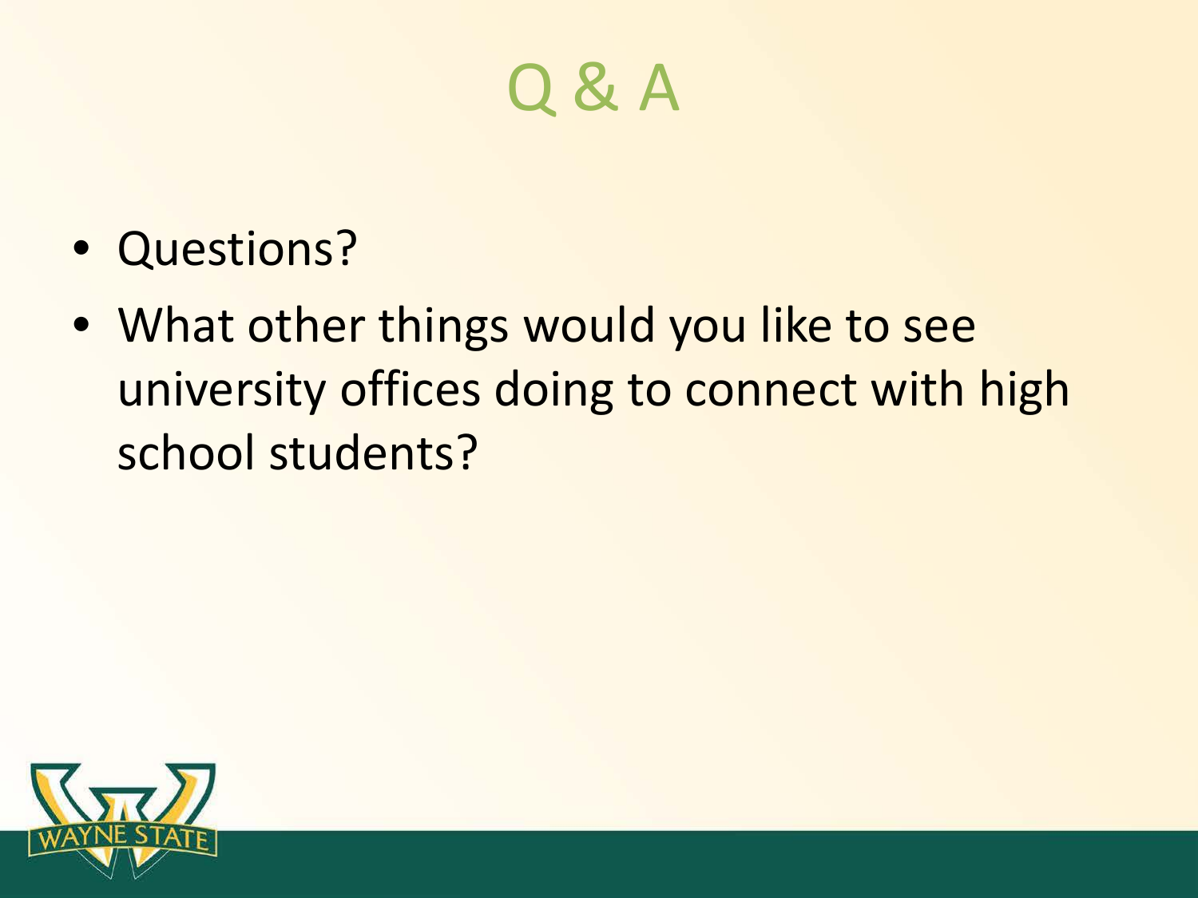# Q & A

- Questions?
- What other things would you like to see university offices doing to connect with high school students?